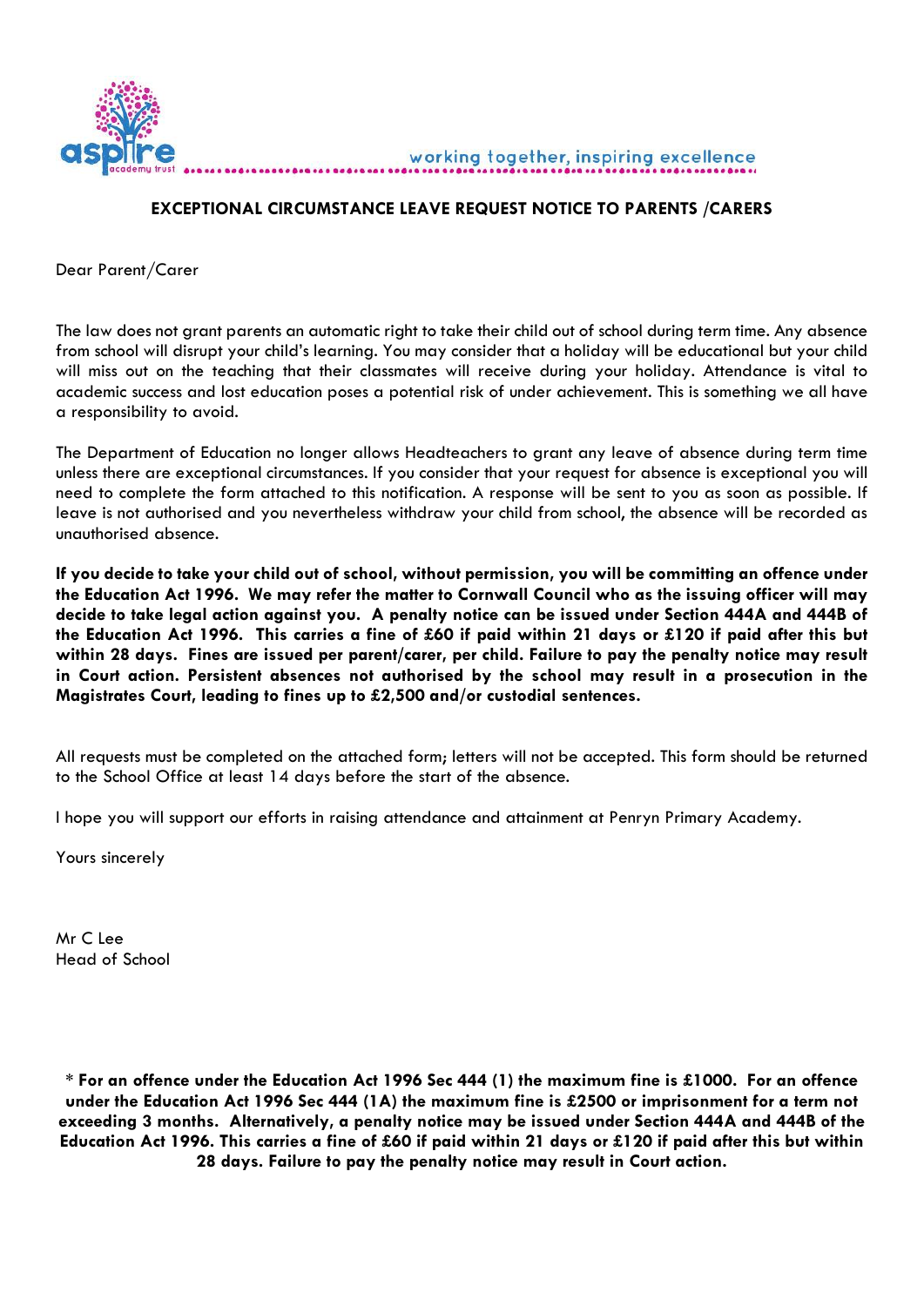working together, inspiring excellence

**EXCEPTIONAL CIRCUMSTANCE LEAVE REQUEST NOTICE TO PARENTS /CARERS**

Dear Parent/Carer

The law does not grant parents an automatic right to take their child out of school during term time. Any absence from school will disrupt your child's learning. You may consider that a holiday will be educational but your child will miss out on the teaching that their classmates will receive during your holiday. Attendance is vital to academic success and lost education poses a potential risk of under achievement. This is something we all have a responsibility to avoid.

The Department of Education no longer allows Headteachers to grant any leave of absence during term time unless there are exceptional circumstances. If you consider that your request for absence is exceptional you will need to complete the form attached to this notification. A response will be sent to you as soon as possible. If leave is not authorised and you nevertheless withdraw your child from school, the absence will be recorded as unauthorised absence.

**If you decide to take your child out of school, without permission, you will be committing an offence under the Education Act 1996. We may refer the matter to Cornwall Council who as the issuing officer will may decide to take legal action against you. A penalty notice can be issued under Section 444A and 444B of the Education Act 1996. This carries a fine of £60 if paid within 21 days or £120 if paid after this but within 28 days. Fines are issued per parent/carer, per child. Failure to pay the penalty notice may result in Court action. Persistent absences not authorised by the school may result in a prosecution in the Magistrates Court, leading to fines up to £2,500 and/or custodial sentences.**

All requests must be completed on the attached form; letters will not be accepted. This form should be returned to the School Office at least 14 days before the start of the absence.

I hope you will support our efforts in raising attendance and attainment at Penryn Primary Academy.

Yours sincerely

Mr C Lee
Head of School

* **For an offence under the Education Act 1996 Sec 444 (1) the maximum fine is £1000. For an offence under the Education Act 1996 Sec 444 (1A) the maximum fine is £2500 or imprisonment for a term not exceeding 3 months. Alternatively, a penalty notice may be issued under Section 444A and 444B of the Education Act 1996. This carries a fine of £60 if paid within 21 days or £120 if paid after this but within 28 days. Failure to pay the penalty notice may result in Court action.**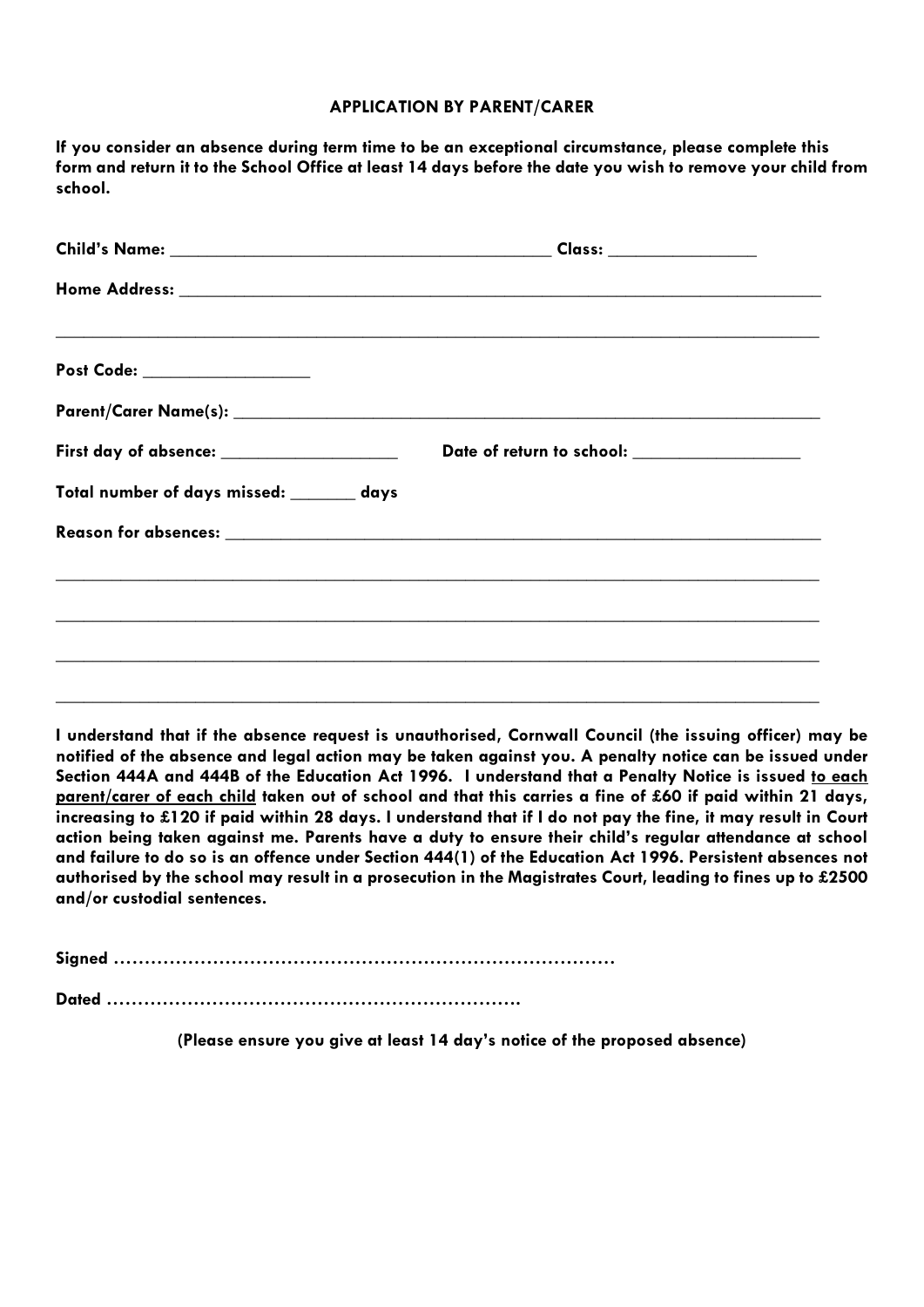**APPLICATION BY PARENT/CARER**

**If you consider an absence during term time to be an exceptional circumstance, please complete this form and return it to the School Office at least 14 days before the date you wish to remove your child from school.**

**Child's Name:** ________________________________________ **Class:** _______________

**Home Address:** ______________________________________________________________________

________________________________________________________________________________

**Post Code:** __________________

**Parent/Carer Name(s):** ________________________________________________________________

**First day of absence:** __________________ **Date of return to school:** __________________

**Total number of days missed:** _______ **days**

**Reason for absences:** _________________________________________________________________

________________________________________________________________________________

________________________________________________________________________________

________________________________________________________________________________

________________________________________________________________________________

**I understand that if the absence request is unauthorised, Cornwall Council (the issuing officer) may be notified of the absence and legal action may be taken against you. A penalty notice can be issued under Section 444A and 444B of the Education Act 1996. I understand that a Penalty Notice is issued <u>to each parent/carer of each child</u> taken out of school and that this carries a fine of £60 if paid within 21 days, increasing to £120 if paid within 28 days. I understand that if I do not pay the fine, it may result in Court action being taken against me. Parents have a duty to ensure their child's regular attendance at school and failure to do so is an offence under Section 444(1) of the Education Act 1996. Persistent absences not authorised by the school may result in a prosecution in the Magistrates Court, leading to fines up to £2500 and/or custodial sentences.**

**Signed** ………………………………………………………………………

**Dated** ………………………………………………………….

**(Please ensure you give at least 14 day's notice of the proposed absence)**